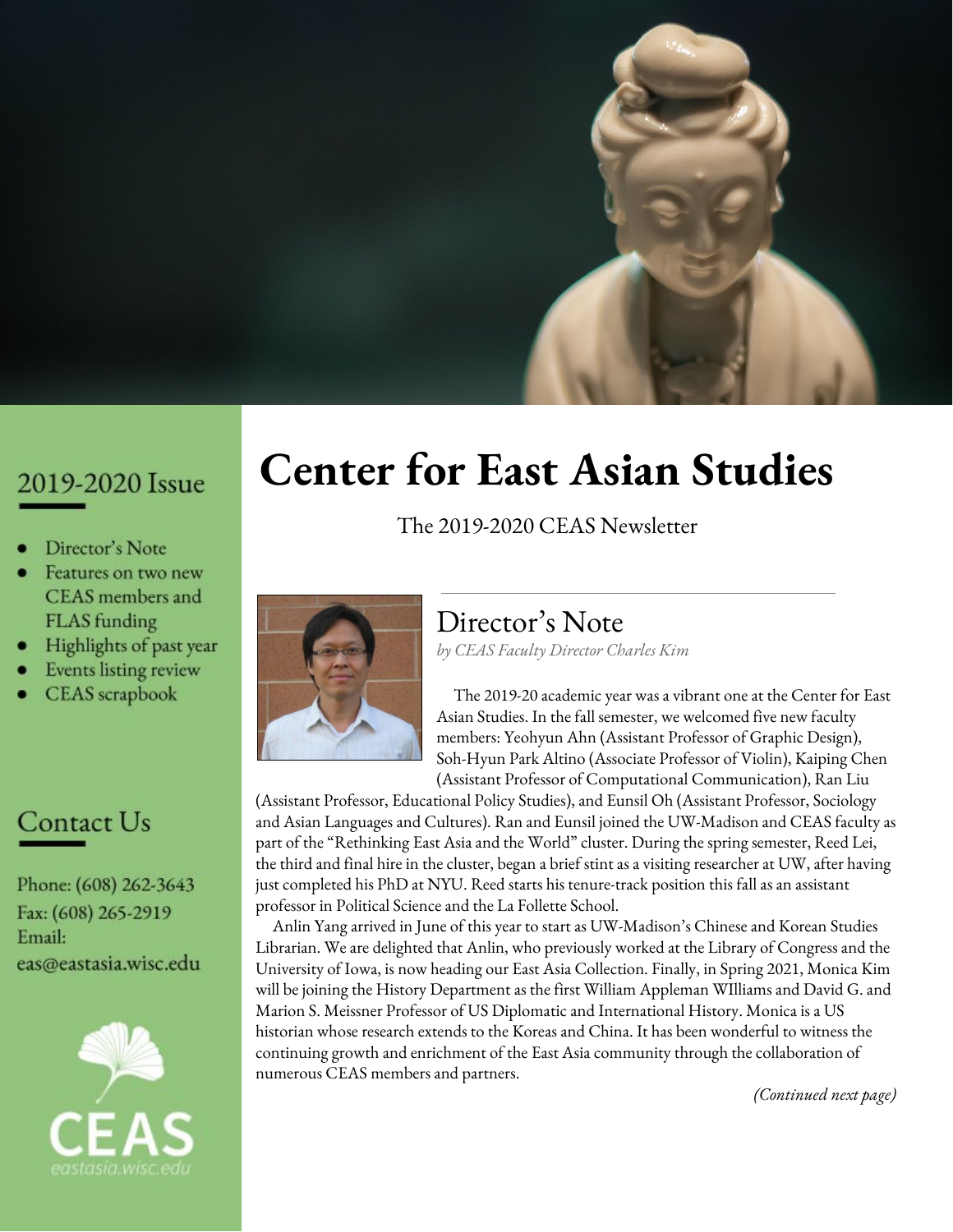# Center for East Asian Studies

The 2019-2020 CEAS Newsletter

## 2019-2020 Issue

- Director's Note
- Features on two new CEAS members and FLAS funding
- Highlights of past year
- Events listing review
- CEAS scrapbook

## Contact Us

Phone: (608) 262-3643
Fax: (608) 265-2919
Email:
eas@eastasia.wisc.edu

CEAS
eastasia.wisc.edu

## Director's Note

*by CEAS Faculty Director Charles Kim*

The 2019-20 academic year was a vibrant one at the Center for East Asian Studies. In the fall semester, we welcomed five new faculty members: Yeohyun Ahn (Assistant Professor of Graphic Design), Soh-Hyun Park Altino (Associate Professor of Violin), Kaiping Chen (Assistant Professor of Computational Communication), Ran Liu (Assistant Professor, Educational Policy Studies), and Eunsil Oh (Assistant Professor, Sociology and Asian Languages and Cultures). Ran and Eunsil joined the UW-Madison and CEAS faculty as part of the "Rethinking East Asia and the World" cluster. During the spring semester, Reed Lei, the third and final hire in the cluster, began a brief stint as a visiting researcher at UW, after having just completed his PhD at NYU. Reed starts his tenure-track position this fall as an assistant professor in Political Science and the La Follette School.

Anlin Yang arrived in June of this year to start as UW-Madison's Chinese and Korean Studies Librarian. We are delighted that Anlin, who previously worked at the Library of Congress and the University of Iowa, is now heading our East Asia Collection. Finally, in Spring 2021, Monica Kim will be joining the History Department as the first William Appleman WIlliams and David G. and Marion S. Meissner Professor of US Diplomatic and International History. Monica is a US historian whose research extends to the Koreas and China. It has been wonderful to witness the continuing growth and enrichment of the East Asia community through the collaboration of numerous CEAS members and partners.

*(Continued next page)*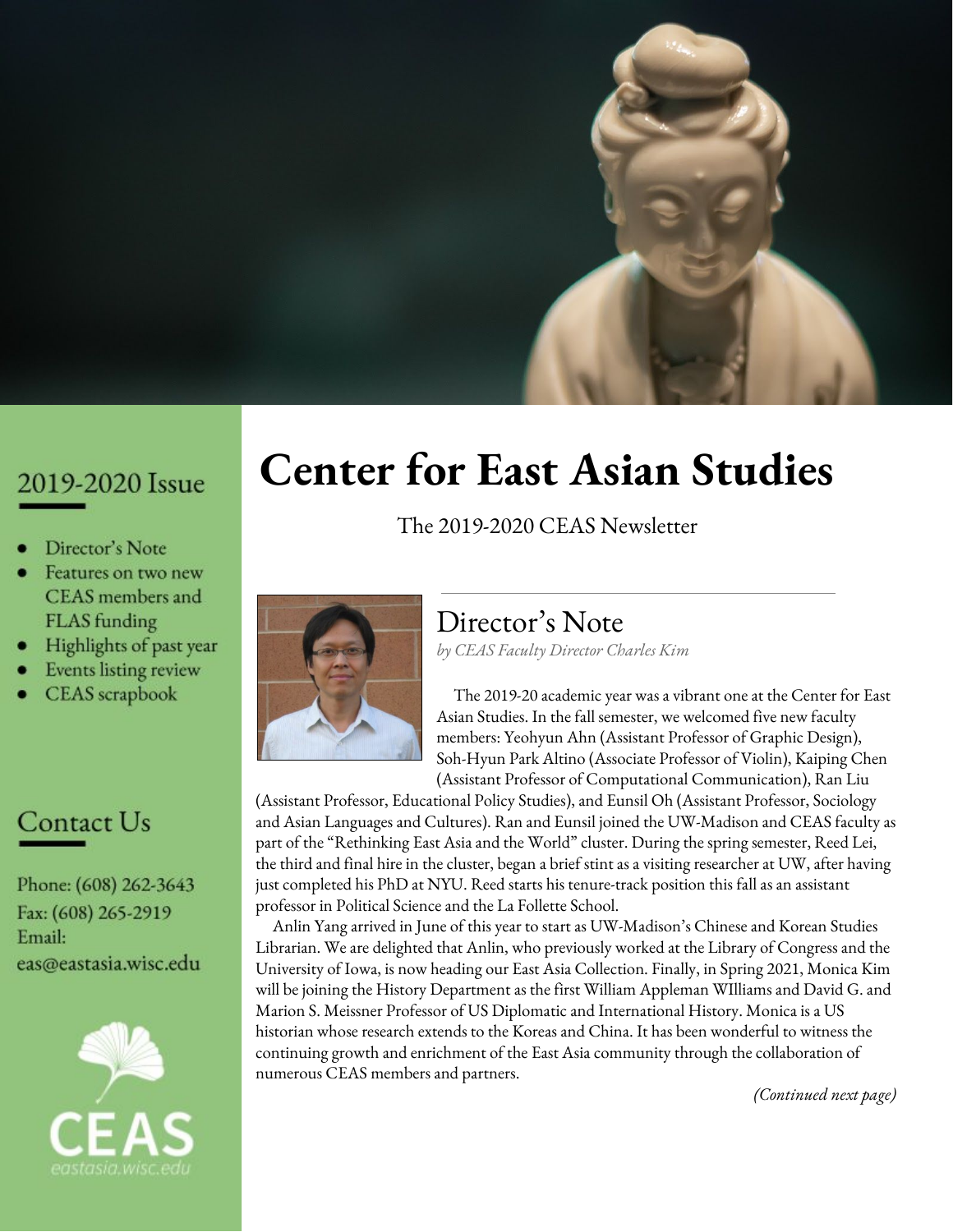# Center for East Asian Studies

The 2019-2020 CEAS Newsletter

## 2019-2020 Issue

- Director's Note
- Features on two new CEAS members and FLAS funding
- Highlights of past year
- Events listing review
- CEAS scrapbook

## Contact Us

Phone: (608) 262-3643
Fax: (608) 265-2919
Email:
eas@eastasia.wisc.edu

CEAS
eastasia.wisc.edu

## Director's Note

*by CEAS Faculty Director Charles Kim*

The 2019-20 academic year was a vibrant one at the Center for East Asian Studies. In the fall semester, we welcomed five new faculty members: Yeohyun Ahn (Assistant Professor of Graphic Design), Soh-Hyun Park Altino (Associate Professor of Violin), Kaiping Chen (Assistant Professor of Computational Communication), Ran Liu (Assistant Professor, Educational Policy Studies), and Eunsil Oh (Assistant Professor, Sociology and Asian Languages and Cultures). Ran and Eunsil joined the UW-Madison and CEAS faculty as part of the "Rethinking East Asia and the World" cluster. During the spring semester, Reed Lei, the third and final hire in the cluster, began a brief stint as a visiting researcher at UW, after having just completed his PhD at NYU. Reed starts his tenure-track position this fall as an assistant professor in Political Science and the La Follette School.

Anlin Yang arrived in June of this year to start as UW-Madison's Chinese and Korean Studies Librarian. We are delighted that Anlin, who previously worked at the Library of Congress and the University of Iowa, is now heading our East Asia Collection. Finally, in Spring 2021, Monica Kim will be joining the History Department as the first William Appleman WIlliams and David G. and Marion S. Meissner Professor of US Diplomatic and International History. Monica is a US historian whose research extends to the Koreas and China. It has been wonderful to witness the continuing growth and enrichment of the East Asia community through the collaboration of numerous CEAS members and partners.

*(Continued next page)*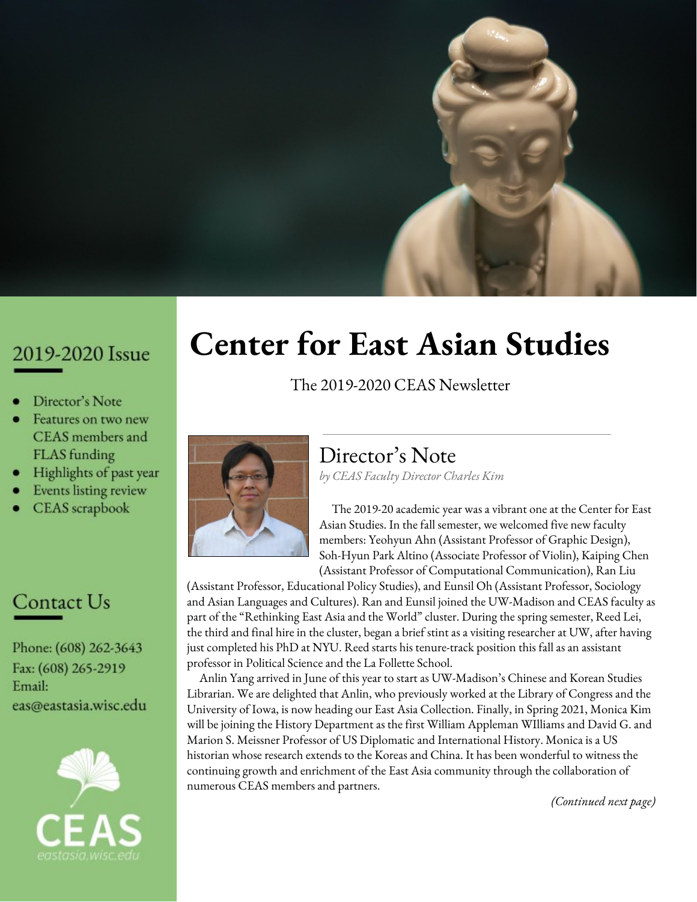# Center for East Asian Studies

The 2019-2020 CEAS Newsletter

## 2019-2020 Issue

- Director's Note
- Features on two new CEAS members and FLAS funding
- Highlights of past year
- Events listing review
- CEAS scrapbook

## Contact Us

Phone: (608) 262-3643
Fax: (608) 265-2919
Email:
eas@eastasia.wisc.edu

CEAS
eastasia.wisc.edu

## Director's Note

*by CEAS Faculty Director Charles Kim*

The 2019-20 academic year was a vibrant one at the Center for East Asian Studies. In the fall semester, we welcomed five new faculty members: Yeohyun Ahn (Assistant Professor of Graphic Design), Soh-Hyun Park Altino (Associate Professor of Violin), Kaiping Chen (Assistant Professor of Computational Communication), Ran Liu (Assistant Professor, Educational Policy Studies), and Eunsil Oh (Assistant Professor, Sociology and Asian Languages and Cultures). Ran and Eunsil joined the UW-Madison and CEAS faculty as part of the "Rethinking East Asia and the World" cluster. During the spring semester, Reed Lei, the third and final hire in the cluster, began a brief stint as a visiting researcher at UW, after having just completed his PhD at NYU. Reed starts his tenure-track position this fall as an assistant professor in Political Science and the La Follette School.

Anlin Yang arrived in June of this year to start as UW-Madison's Chinese and Korean Studies Librarian. We are delighted that Anlin, who previously worked at the Library of Congress and the University of Iowa, is now heading our East Asia Collection. Finally, in Spring 2021, Monica Kim will be joining the History Department as the first William Appleman WIlliams and David G. and Marion S. Meissner Professor of US Diplomatic and International History. Monica is a US historian whose research extends to the Koreas and China. It has been wonderful to witness the continuing growth and enrichment of the East Asia community through the collaboration of numerous CEAS members and partners.

*(Continued next page)*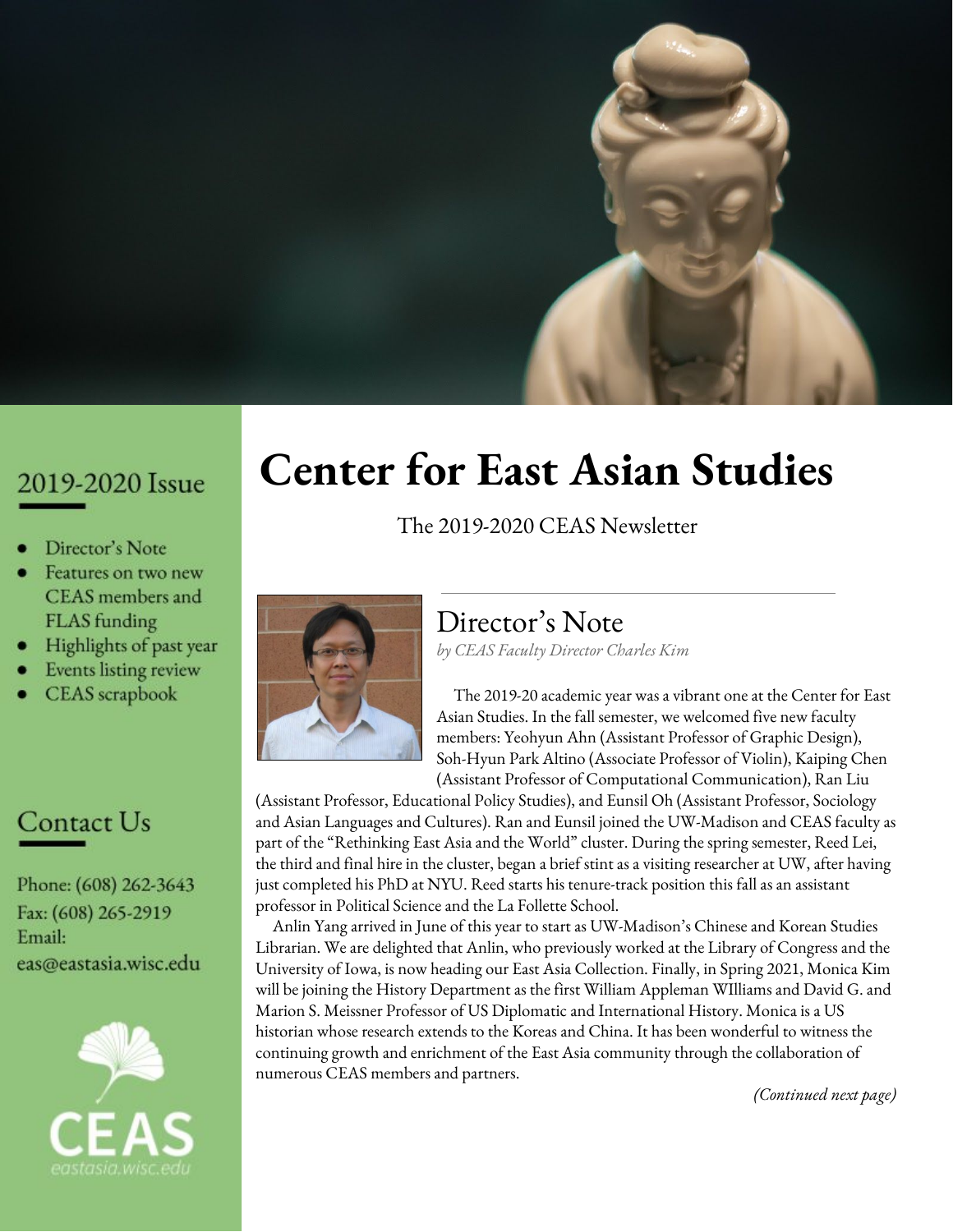# Center for East Asian Studies

The 2019-2020 CEAS Newsletter

## 2019-2020 Issue

- Director's Note
- Features on two new CEAS members and FLAS funding
- Highlights of past year
- Events listing review
- CEAS scrapbook

## Contact Us

Phone: (608) 262-3643
Fax: (608) 265-2919
Email:
eas@eastasia.wisc.edu

CEAS
eastasia.wisc.edu

## Director's Note

*by CEAS Faculty Director Charles Kim*

The 2019-20 academic year was a vibrant one at the Center for East Asian Studies. In the fall semester, we welcomed five new faculty members: Yeohyun Ahn (Assistant Professor of Graphic Design), Soh-Hyun Park Altino (Associate Professor of Violin), Kaiping Chen (Assistant Professor of Computational Communication), Ran Liu (Assistant Professor, Educational Policy Studies), and Eunsil Oh (Assistant Professor, Sociology and Asian Languages and Cultures). Ran and Eunsil joined the UW-Madison and CEAS faculty as part of the "Rethinking East Asia and the World" cluster. During the spring semester, Reed Lei, the third and final hire in the cluster, began a brief stint as a visiting researcher at UW, after having just completed his PhD at NYU. Reed starts his tenure-track position this fall as an assistant professor in Political Science and the La Follette School.

Anlin Yang arrived in June of this year to start as UW-Madison's Chinese and Korean Studies Librarian. We are delighted that Anlin, who previously worked at the Library of Congress and the University of Iowa, is now heading our East Asia Collection. Finally, in Spring 2021, Monica Kim will be joining the History Department as the first William Appleman WIlliams and David G. and Marion S. Meissner Professor of US Diplomatic and International History. Monica is a US historian whose research extends to the Koreas and China. It has been wonderful to witness the continuing growth and enrichment of the East Asia community through the collaboration of numerous CEAS members and partners.

*(Continued next page)*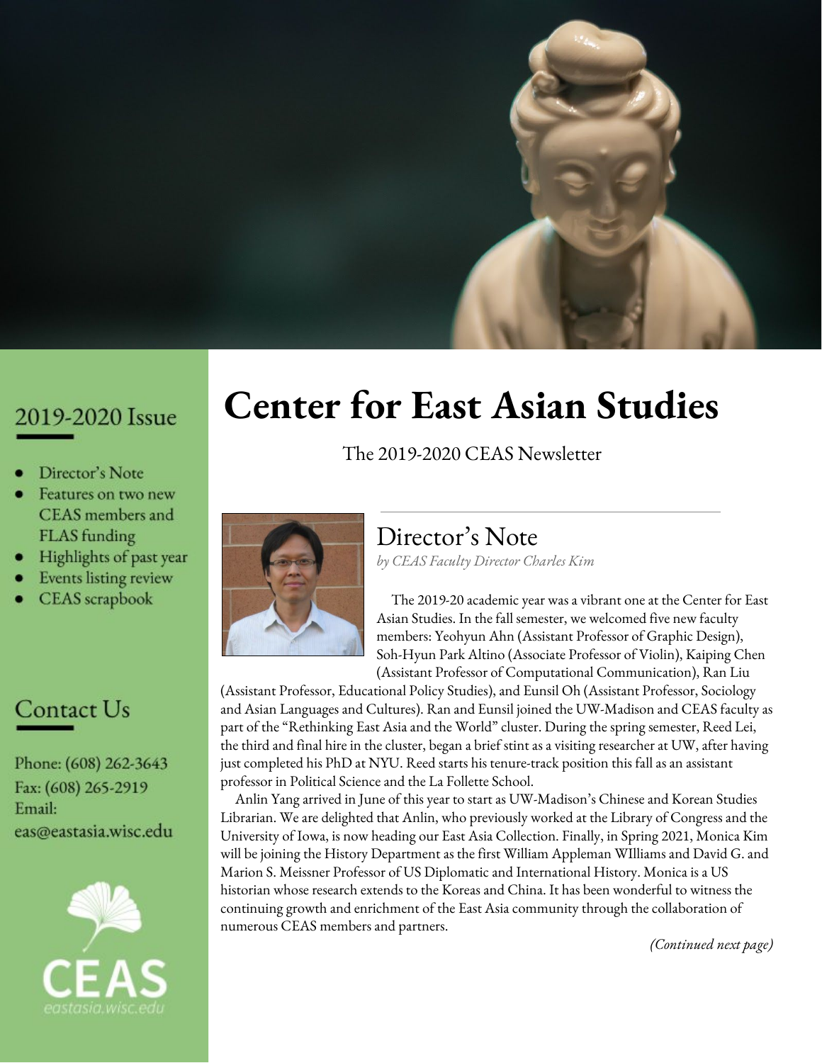# Center for East Asian Studies

The 2019-2020 CEAS Newsletter

## 2019-2020 Issue

- Director's Note
- Features on two new CEAS members and FLAS funding
- Highlights of past year
- Events listing review
- CEAS scrapbook

## Contact Us

Phone: (608) 262-3643
Fax: (608) 265-2919
Email:
eas@eastasia.wisc.edu

CEAS
eastasia.wisc.edu

## Director's Note

*by CEAS Faculty Director Charles Kim*

The 2019-20 academic year was a vibrant one at the Center for East Asian Studies. In the fall semester, we welcomed five new faculty members: Yeohyun Ahn (Assistant Professor of Graphic Design), Soh-Hyun Park Altino (Associate Professor of Violin), Kaiping Chen (Assistant Professor of Computational Communication), Ran Liu (Assistant Professor, Educational Policy Studies), and Eunsil Oh (Assistant Professor, Sociology and Asian Languages and Cultures). Ran and Eunsil joined the UW-Madison and CEAS faculty as part of the "Rethinking East Asia and the World" cluster. During the spring semester, Reed Lei, the third and final hire in the cluster, began a brief stint as a visiting researcher at UW, after having just completed his PhD at NYU. Reed starts his tenure-track position this fall as an assistant professor in Political Science and the La Follette School.

Anlin Yang arrived in June of this year to start as UW-Madison's Chinese and Korean Studies Librarian. We are delighted that Anlin, who previously worked at the Library of Congress and the University of Iowa, is now heading our East Asia Collection. Finally, in Spring 2021, Monica Kim will be joining the History Department as the first William Appleman WIlliams and David G. and Marion S. Meissner Professor of US Diplomatic and International History. Monica is a US historian whose research extends to the Koreas and China. It has been wonderful to witness the continuing growth and enrichment of the East Asia community through the collaboration of numerous CEAS members and partners.

*(Continued next page)*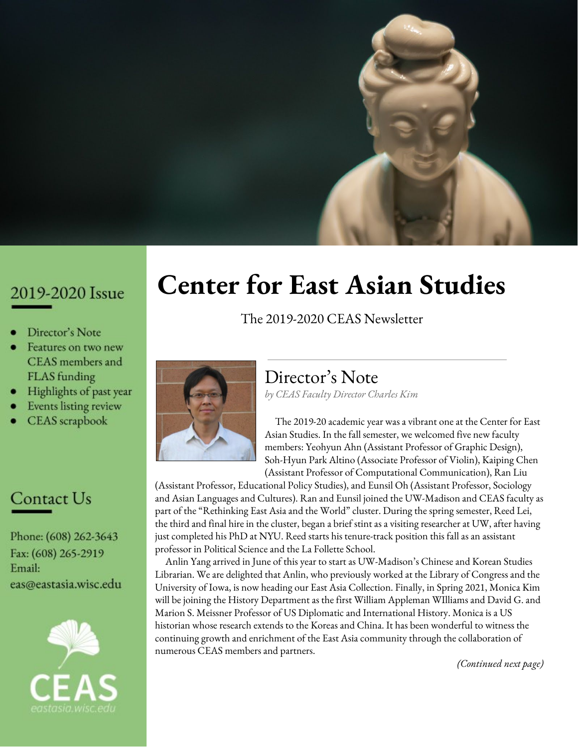# Center for East Asian Studies

The 2019-2020 CEAS Newsletter

## 2019-2020 Issue

- Director's Note
- Features on two new CEAS members and FLAS funding
- Highlights of past year
- Events listing review
- CEAS scrapbook

## Contact Us

Phone: (608) 262-3643
Fax: (608) 265-2919
Email:
eas@eastasia.wisc.edu

CEAS
eastasia.wisc.edu

## Director's Note

*by CEAS Faculty Director Charles Kim*

The 2019-20 academic year was a vibrant one at the Center for East Asian Studies. In the fall semester, we welcomed five new faculty members: Yeohyun Ahn (Assistant Professor of Graphic Design), Soh-Hyun Park Altino (Associate Professor of Violin), Kaiping Chen (Assistant Professor of Computational Communication), Ran Liu (Assistant Professor, Educational Policy Studies), and Eunsil Oh (Assistant Professor, Sociology and Asian Languages and Cultures). Ran and Eunsil joined the UW-Madison and CEAS faculty as part of the "Rethinking East Asia and the World" cluster. During the spring semester, Reed Lei, the third and final hire in the cluster, began a brief stint as a visiting researcher at UW, after having just completed his PhD at NYU. Reed starts his tenure-track position this fall as an assistant professor in Political Science and the La Follette School.

Anlin Yang arrived in June of this year to start as UW-Madison's Chinese and Korean Studies Librarian. We are delighted that Anlin, who previously worked at the Library of Congress and the University of Iowa, is now heading our East Asia Collection. Finally, in Spring 2021, Monica Kim will be joining the History Department as the first William Appleman WIlliams and David G. and Marion S. Meissner Professor of US Diplomatic and International History. Monica is a US historian whose research extends to the Koreas and China. It has been wonderful to witness the continuing growth and enrichment of the East Asia community through the collaboration of numerous CEAS members and partners.

*(Continued next page)*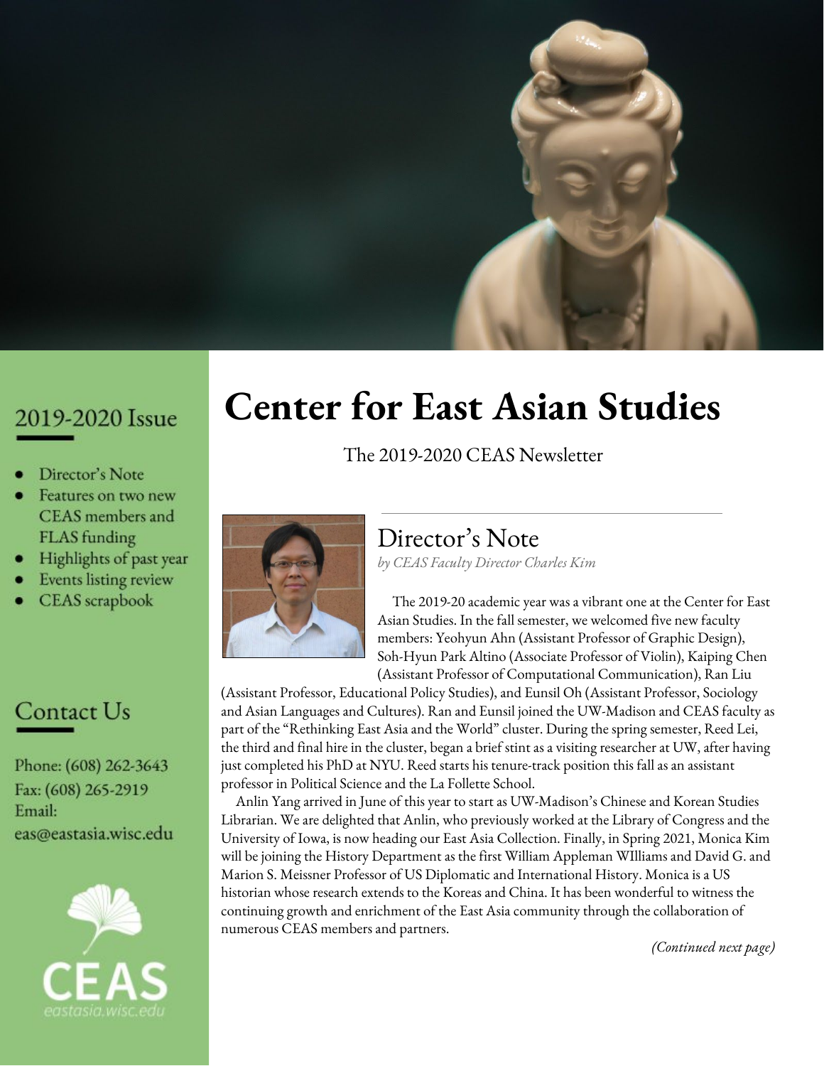# Center for East Asian Studies

The 2019-2020 CEAS Newsletter

## 2019-2020 Issue

- Director's Note
- Features on two new CEAS members and FLAS funding
- Highlights of past year
- Events listing review
- CEAS scrapbook

## Contact Us

Phone: (608) 262-3643
Fax: (608) 265-2919
Email:
eas@eastasia.wisc.edu

CEAS
eastasia.wisc.edu

## Director's Note

*by CEAS Faculty Director Charles Kim*

The 2019-20 academic year was a vibrant one at the Center for East Asian Studies. In the fall semester, we welcomed five new faculty members: Yeohyun Ahn (Assistant Professor of Graphic Design), Soh-Hyun Park Altino (Associate Professor of Violin), Kaiping Chen (Assistant Professor of Computational Communication), Ran Liu (Assistant Professor, Educational Policy Studies), and Eunsil Oh (Assistant Professor, Sociology and Asian Languages and Cultures). Ran and Eunsil joined the UW-Madison and CEAS faculty as part of the "Rethinking East Asia and the World" cluster. During the spring semester, Reed Lei, the third and final hire in the cluster, began a brief stint as a visiting researcher at UW, after having just completed his PhD at NYU. Reed starts his tenure-track position this fall as an assistant professor in Political Science and the La Follette School.

Anlin Yang arrived in June of this year to start as UW-Madison's Chinese and Korean Studies Librarian. We are delighted that Anlin, who previously worked at the Library of Congress and the University of Iowa, is now heading our East Asia Collection. Finally, in Spring 2021, Monica Kim will be joining the History Department as the first William Appleman WIlliams and David G. and Marion S. Meissner Professor of US Diplomatic and International History. Monica is a US historian whose research extends to the Koreas and China. It has been wonderful to witness the continuing growth and enrichment of the East Asia community through the collaboration of numerous CEAS members and partners.

*(Continued next page)*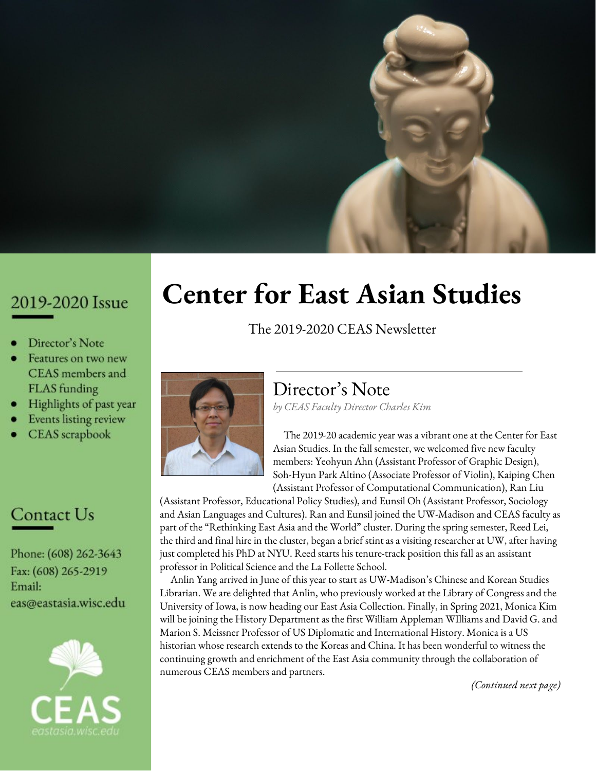# Center for East Asian Studies

The 2019-2020 CEAS Newsletter

## 2019-2020 Issue

- Director's Note
- Features on two new CEAS members and FLAS funding
- Highlights of past year
- Events listing review
- CEAS scrapbook

## Contact Us

Phone: (608) 262-3643
Fax: (608) 265-2919
Email:
eas@eastasia.wisc.edu

CEAS
eastasia.wisc.edu

## Director's Note

*by CEAS Faculty Director Charles Kim*

The 2019-20 academic year was a vibrant one at the Center for East Asian Studies. In the fall semester, we welcomed five new faculty members: Yeohyun Ahn (Assistant Professor of Graphic Design), Soh-Hyun Park Altino (Associate Professor of Violin), Kaiping Chen (Assistant Professor of Computational Communication), Ran Liu (Assistant Professor, Educational Policy Studies), and Eunsil Oh (Assistant Professor, Sociology and Asian Languages and Cultures). Ran and Eunsil joined the UW-Madison and CEAS faculty as part of the "Rethinking East Asia and the World" cluster. During the spring semester, Reed Lei, the third and final hire in the cluster, began a brief stint as a visiting researcher at UW, after having just completed his PhD at NYU. Reed starts his tenure-track position this fall as an assistant professor in Political Science and the La Follette School.

Anlin Yang arrived in June of this year to start as UW-Madison's Chinese and Korean Studies Librarian. We are delighted that Anlin, who previously worked at the Library of Congress and the University of Iowa, is now heading our East Asia Collection. Finally, in Spring 2021, Monica Kim will be joining the History Department as the first William Appleman WIlliams and David G. and Marion S. Meissner Professor of US Diplomatic and International History. Monica is a US historian whose research extends to the Koreas and China. It has been wonderful to witness the continuing growth and enrichment of the East Asia community through the collaboration of numerous CEAS members and partners.

*(Continued next page)*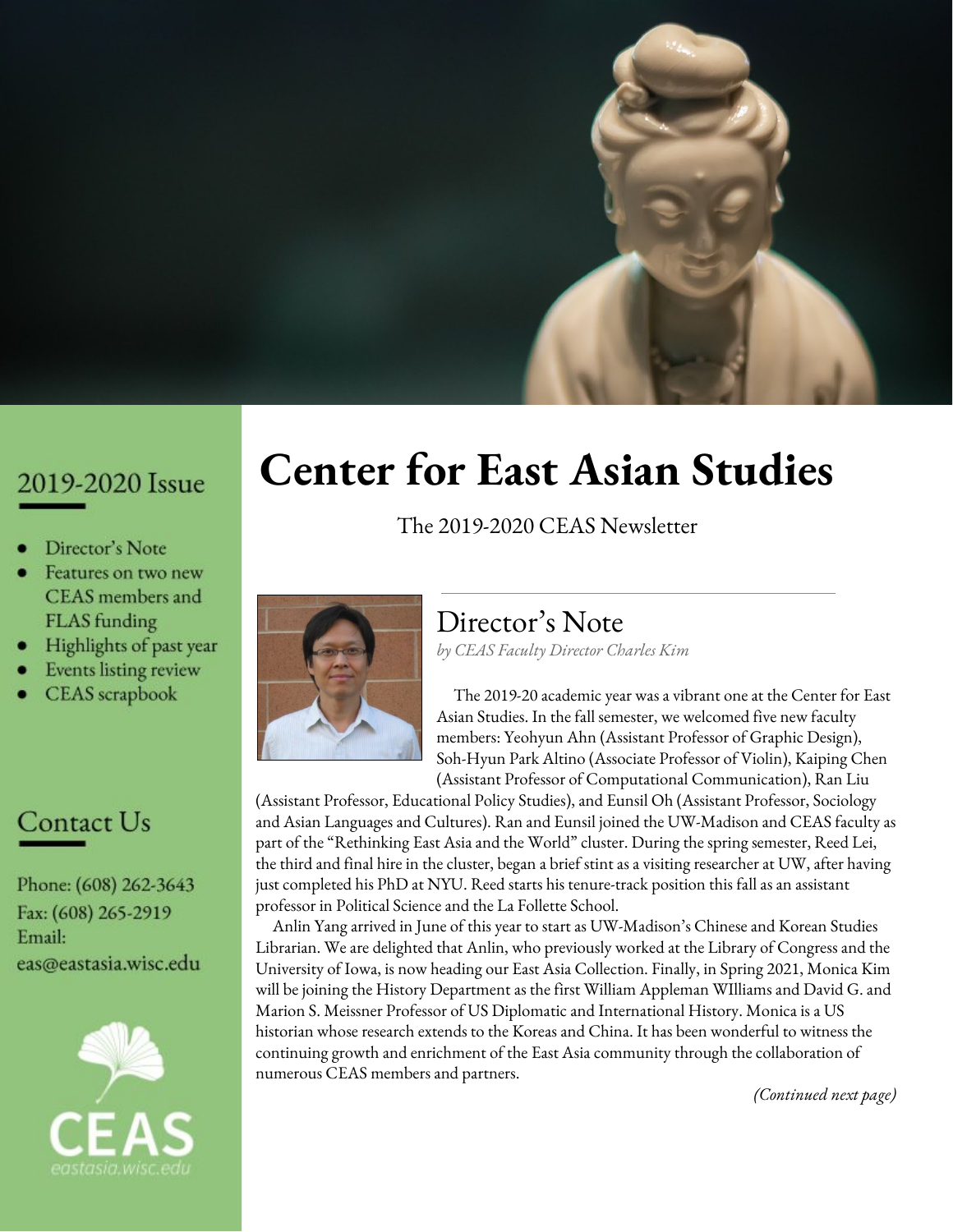# Center for East Asian Studies

The 2019-2020 CEAS Newsletter

## 2019-2020 Issue

- Director's Note
- Features on two new CEAS members and FLAS funding
- Highlights of past year
- Events listing review
- CEAS scrapbook

## Contact Us

Phone: (608) 262-3643
Fax: (608) 265-2919
Email:
eas@eastasia.wisc.edu

CEAS
eastasia.wisc.edu

## Director's Note

*by CEAS Faculty Director Charles Kim*

The 2019-20 academic year was a vibrant one at the Center for East Asian Studies. In the fall semester, we welcomed five new faculty members: Yeohyun Ahn (Assistant Professor of Graphic Design), Soh-Hyun Park Altino (Associate Professor of Violin), Kaiping Chen (Assistant Professor of Computational Communication), Ran Liu (Assistant Professor, Educational Policy Studies), and Eunsil Oh (Assistant Professor, Sociology and Asian Languages and Cultures). Ran and Eunsil joined the UW-Madison and CEAS faculty as part of the "Rethinking East Asia and the World" cluster. During the spring semester, Reed Lei, the third and final hire in the cluster, began a brief stint as a visiting researcher at UW, after having just completed his PhD at NYU. Reed starts his tenure-track position this fall as an assistant professor in Political Science and the La Follette School.

Anlin Yang arrived in June of this year to start as UW-Madison's Chinese and Korean Studies Librarian. We are delighted that Anlin, who previously worked at the Library of Congress and the University of Iowa, is now heading our East Asia Collection. Finally, in Spring 2021, Monica Kim will be joining the History Department as the first William Appleman WIlliams and David G. and Marion S. Meissner Professor of US Diplomatic and International History. Monica is a US historian whose research extends to the Koreas and China. It has been wonderful to witness the continuing growth and enrichment of the East Asia community through the collaboration of numerous CEAS members and partners.

*(Continued next page)*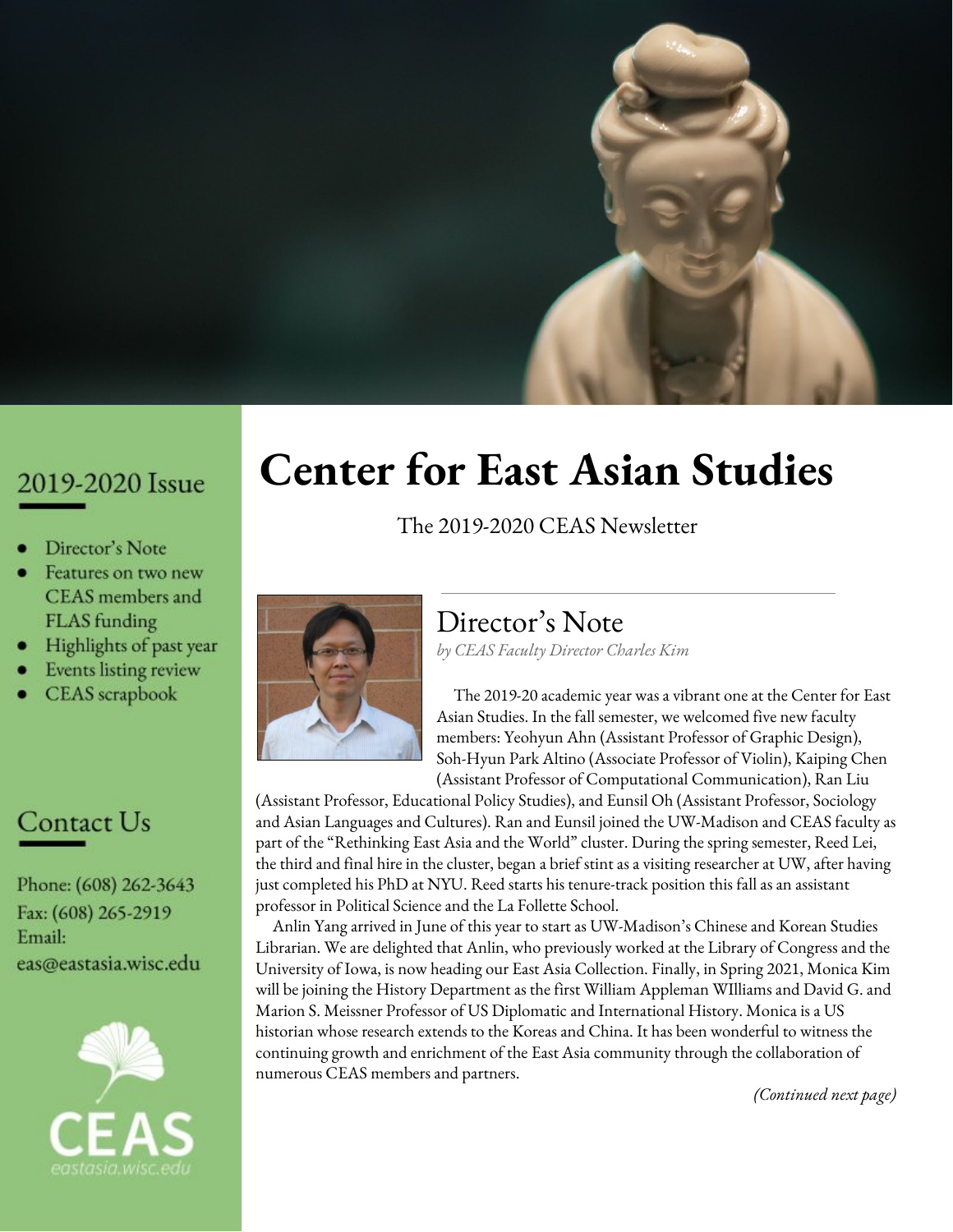## 2019-2020 Issue

- Director's Note
- Features on two new CEAS members and FLAS funding
- Highlights of past year
- Events listing review
- CEAS scrapbook

## Contact Us

Phone: (608) 262-3643
Fax: (608) 265-2919
Email:
eas@eastasia.wisc.edu

CEAS
eastasia.wisc.edu

# Center for East Asian Studies

The 2019-2020 CEAS Newsletter

## Director's Note

*by CEAS Faculty Director Charles Kim*

The 2019-20 academic year was a vibrant one at the Center for East Asian Studies. In the fall semester, we welcomed five new faculty members: Yeohyun Ahn (Assistant Professor of Graphic Design), Soh-Hyun Park Altino (Associate Professor of Violin), Kaiping Chen (Assistant Professor of Computational Communication), Ran Liu (Assistant Professor, Educational Policy Studies), and Eunsil Oh (Assistant Professor, Sociology and Asian Languages and Cultures). Ran and Eunsil joined the UW-Madison and CEAS faculty as part of the "Rethinking East Asia and the World" cluster. During the spring semester, Reed Lei, the third and final hire in the cluster, began a brief stint as a visiting researcher at UW, after having just completed his PhD at NYU. Reed starts his tenure-track position this fall as an assistant professor in Political Science and the La Follette School.

Anlin Yang arrived in June of this year to start as UW-Madison's Chinese and Korean Studies Librarian. We are delighted that Anlin, who previously worked at the Library of Congress and the University of Iowa, is now heading our East Asia Collection. Finally, in Spring 2021, Monica Kim will be joining the History Department as the first William Appleman WIlliams and David G. and Marion S. Meissner Professor of US Diplomatic and International History. Monica is a US historian whose research extends to the Koreas and China. It has been wonderful to witness the continuing growth and enrichment of the East Asia community through the collaboration of numerous CEAS members and partners.

*(Continued next page)*